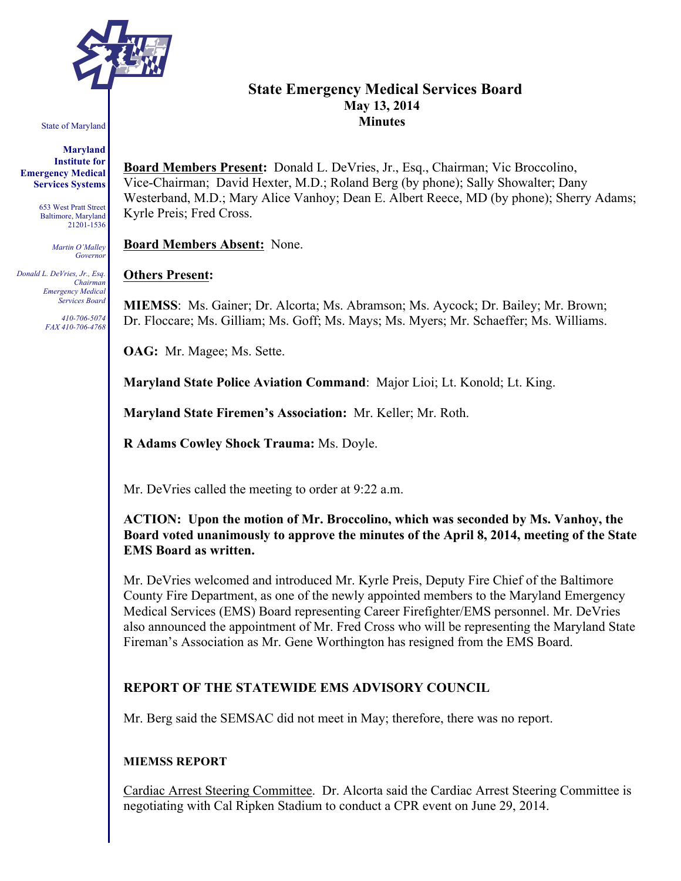State of Maryland

**Maryland Institute for Emergency Medical Services Systems**

653 West Pratt Street
Baltimore, Maryland
21201-1536

*Martin O'Malley*
*Governor*

*Donald L. DeVries, Jr., Esq.*
*Chairman*
*Emergency Medical Services Board*

*410-706-5074*
*FAX 410-706-4768*

# State Emergency Medical Services Board
## May 13, 2014
## Minutes

**Board Members Present:** Donald L. DeVries, Jr., Esq., Chairman; Vic Broccolino, Vice-Chairman; David Hexter, M.D.; Roland Berg (by phone); Sally Showalter; Dany Westerband, M.D.; Mary Alice Vanhoy; Dean E. Albert Reece, MD (by phone); Sherry Adams; Kyrle Preis; Fred Cross.

**Board Members Absent:** None.

**Others Present:**

**MIEMSS**: Ms. Gainer; Dr. Alcorta; Ms. Abramson; Ms. Aycock; Dr. Bailey; Mr. Brown; Dr. Floccare; Ms. Gilliam; Ms. Goff; Ms. Mays; Ms. Myers; Mr. Schaeffer; Ms. Williams.

**OAG:** Mr. Magee; Ms. Sette.

**Maryland State Police Aviation Command**: Major Lioi; Lt. Konold; Lt. King.

**Maryland State Firemen's Association:** Mr. Keller; Mr. Roth.

**R Adams Cowley Shock Trauma:** Ms. Doyle.

Mr. DeVries called the meeting to order at 9:22 a.m.

**ACTION: Upon the motion of Mr. Broccolino, which was seconded by Ms. Vanhoy, the Board voted unanimously to approve the minutes of the April 8, 2014, meeting of the State EMS Board as written.**

Mr. DeVries welcomed and introduced Mr. Kyrle Preis, Deputy Fire Chief of the Baltimore County Fire Department, as one of the newly appointed members to the Maryland Emergency Medical Services (EMS) Board representing Career Firefighter/EMS personnel. Mr. DeVries also announced the appointment of Mr. Fred Cross who will be representing the Maryland State Fireman's Association as Mr. Gene Worthington has resigned from the EMS Board.

## REPORT OF THE STATEWIDE EMS ADVISORY COUNCIL

Mr. Berg said the SEMSAC did not meet in May; therefore, there was no report.

### MIEMSS REPORT

Cardiac Arrest Steering Committee. Dr. Alcorta said the Cardiac Arrest Steering Committee is negotiating with Cal Ripken Stadium to conduct a CPR event on June 29, 2014.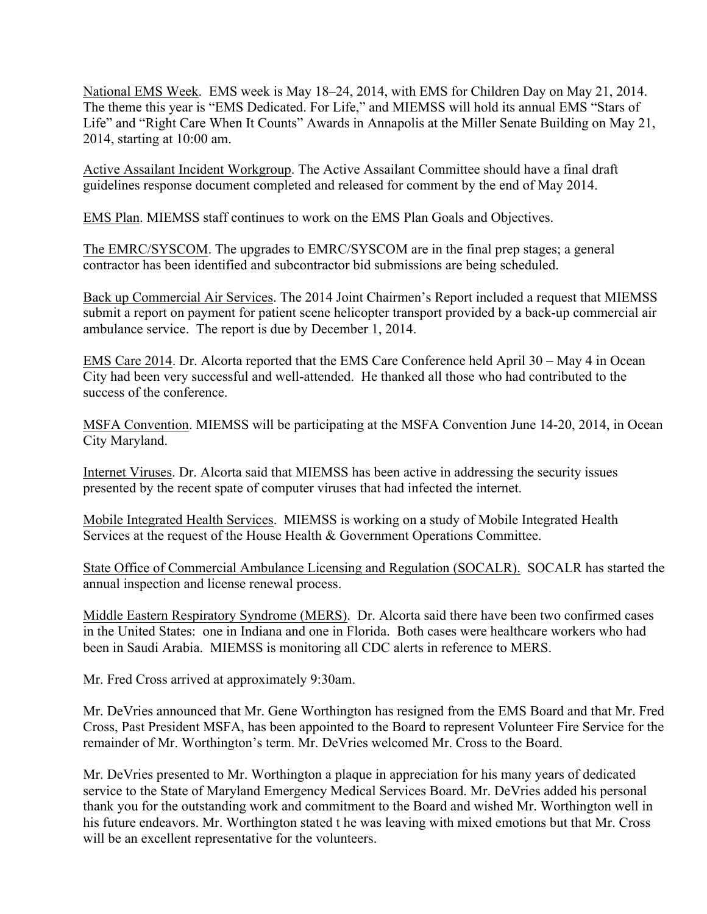National EMS Week. EMS week is May 18–24, 2014, with EMS for Children Day on May 21, 2014. The theme this year is "EMS Dedicated. For Life," and MIEMSS will hold its annual EMS "Stars of Life" and "Right Care When It Counts" Awards in Annapolis at the Miller Senate Building on May 21, 2014, starting at 10:00 am.

Active Assailant Incident Workgroup. The Active Assailant Committee should have a final draft guidelines response document completed and released for comment by the end of May 2014.

EMS Plan. MIEMSS staff continues to work on the EMS Plan Goals and Objectives.

The EMRC/SYSCOM. The upgrades to EMRC/SYSCOM are in the final prep stages; a general contractor has been identified and subcontractor bid submissions are being scheduled.

Back up Commercial Air Services. The 2014 Joint Chairmen's Report included a request that MIEMSS submit a report on payment for patient scene helicopter transport provided by a back-up commercial air ambulance service. The report is due by December 1, 2014.

EMS Care 2014. Dr. Alcorta reported that the EMS Care Conference held April 30 – May 4 in Ocean City had been very successful and well-attended. He thanked all those who had contributed to the success of the conference.

MSFA Convention. MIEMSS will be participating at the MSFA Convention June 14-20, 2014, in Ocean City Maryland.

Internet Viruses. Dr. Alcorta said that MIEMSS has been active in addressing the security issues presented by the recent spate of computer viruses that had infected the internet.

Mobile Integrated Health Services. MIEMSS is working on a study of Mobile Integrated Health Services at the request of the House Health & Government Operations Committee.

State Office of Commercial Ambulance Licensing and Regulation (SOCALR). SOCALR has started the annual inspection and license renewal process.

Middle Eastern Respiratory Syndrome (MERS). Dr. Alcorta said there have been two confirmed cases in the United States: one in Indiana and one in Florida. Both cases were healthcare workers who had been in Saudi Arabia. MIEMSS is monitoring all CDC alerts in reference to MERS.

Mr. Fred Cross arrived at approximately 9:30am.

Mr. DeVries announced that Mr. Gene Worthington has resigned from the EMS Board and that Mr. Fred Cross, Past President MSFA, has been appointed to the Board to represent Volunteer Fire Service for the remainder of Mr. Worthington's term. Mr. DeVries welcomed Mr. Cross to the Board.

Mr. DeVries presented to Mr. Worthington a plaque in appreciation for his many years of dedicated service to the State of Maryland Emergency Medical Services Board. Mr. DeVries added his personal thank you for the outstanding work and commitment to the Board and wished Mr. Worthington well in his future endeavors. Mr. Worthington stated t he was leaving with mixed emotions but that Mr. Cross will be an excellent representative for the volunteers.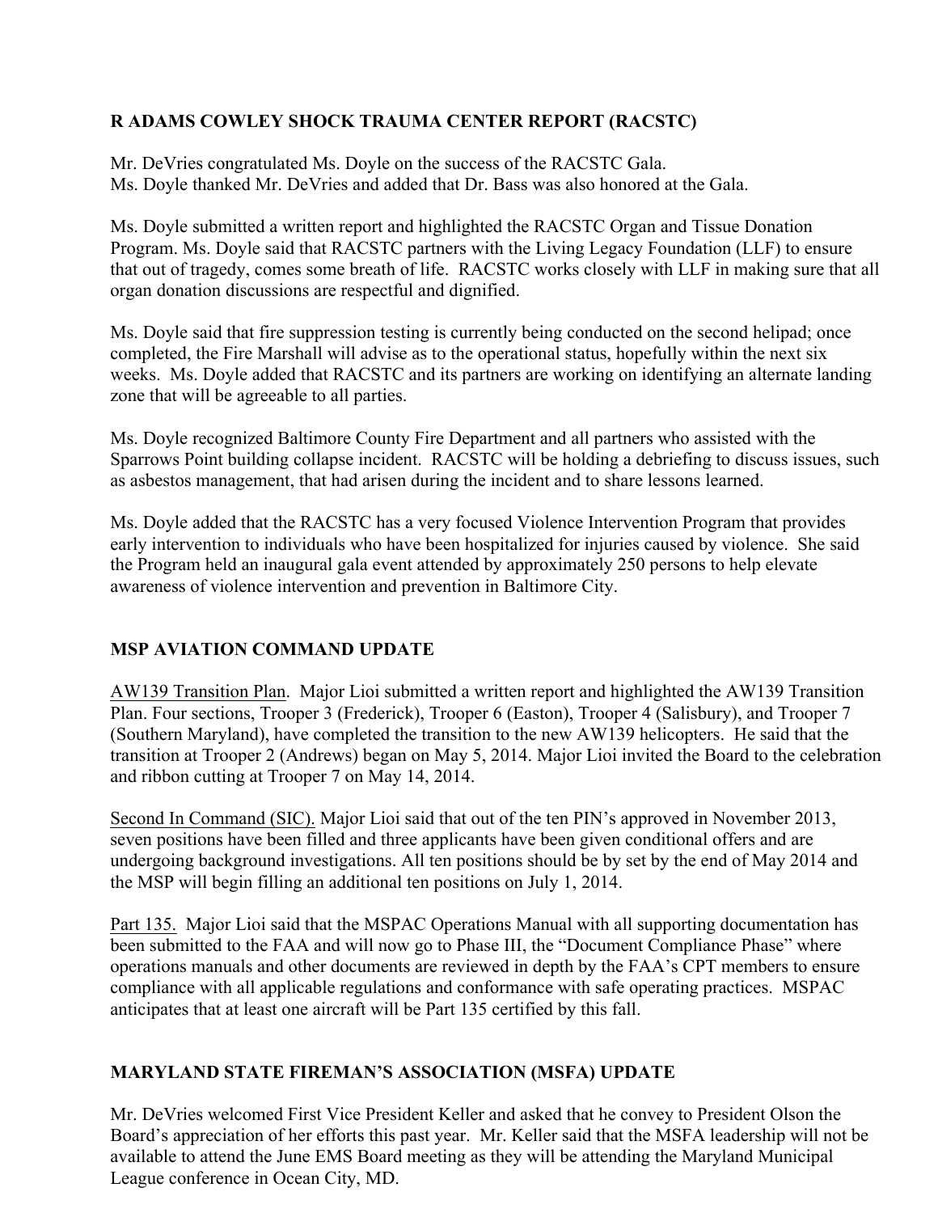## R ADAMS COWLEY SHOCK TRAUMA CENTER REPORT (RACSTC)

Mr. DeVries congratulated Ms. Doyle on the success of the RACSTC Gala.
Ms. Doyle thanked Mr. DeVries and added that Dr. Bass was also honored at the Gala.

Ms. Doyle submitted a written report and highlighted the RACSTC Organ and Tissue Donation Program. Ms. Doyle said that RACSTC partners with the Living Legacy Foundation (LLF) to ensure that out of tragedy, comes some breath of life. RACSTC works closely with LLF in making sure that all organ donation discussions are respectful and dignified.

Ms. Doyle said that fire suppression testing is currently being conducted on the second helipad; once completed, the Fire Marshall will advise as to the operational status, hopefully within the next six weeks. Ms. Doyle added that RACSTC and its partners are working on identifying an alternate landing zone that will be agreeable to all parties.

Ms. Doyle recognized Baltimore County Fire Department and all partners who assisted with the Sparrows Point building collapse incident. RACSTC will be holding a debriefing to discuss issues, such as asbestos management, that had arisen during the incident and to share lessons learned.

Ms. Doyle added that the RACSTC has a very focused Violence Intervention Program that provides early intervention to individuals who have been hospitalized for injuries caused by violence. She said the Program held an inaugural gala event attended by approximately 250 persons to help elevate awareness of violence intervention and prevention in Baltimore City.

## MSP AVIATION COMMAND UPDATE

<u>AW139 Transition Plan</u>. Major Lioi submitted a written report and highlighted the AW139 Transition Plan. Four sections, Trooper 3 (Frederick), Trooper 6 (Easton), Trooper 4 (Salisbury), and Trooper 7 (Southern Maryland), have completed the transition to the new AW139 helicopters. He said that the transition at Trooper 2 (Andrews) began on May 5, 2014. Major Lioi invited the Board to the celebration and ribbon cutting at Trooper 7 on May 14, 2014.

<u>Second In Command (SIC).</u> Major Lioi said that out of the ten PIN's approved in November 2013, seven positions have been filled and three applicants have been given conditional offers and are undergoing background investigations. All ten positions should be by set by the end of May 2014 and the MSP will begin filling an additional ten positions on July 1, 2014.

<u>Part 135.</u> Major Lioi said that the MSPAC Operations Manual with all supporting documentation has been submitted to the FAA and will now go to Phase III, the "Document Compliance Phase" where operations manuals and other documents are reviewed in depth by the FAA's CPT members to ensure compliance with all applicable regulations and conformance with safe operating practices. MSPAC anticipates that at least one aircraft will be Part 135 certified by this fall.

## MARYLAND STATE FIREMAN'S ASSOCIATION (MSFA) UPDATE

Mr. DeVries welcomed First Vice President Keller and asked that he convey to President Olson the Board's appreciation of her efforts this past year. Mr. Keller said that the MSFA leadership will not be available to attend the June EMS Board meeting as they will be attending the Maryland Municipal League conference in Ocean City, MD.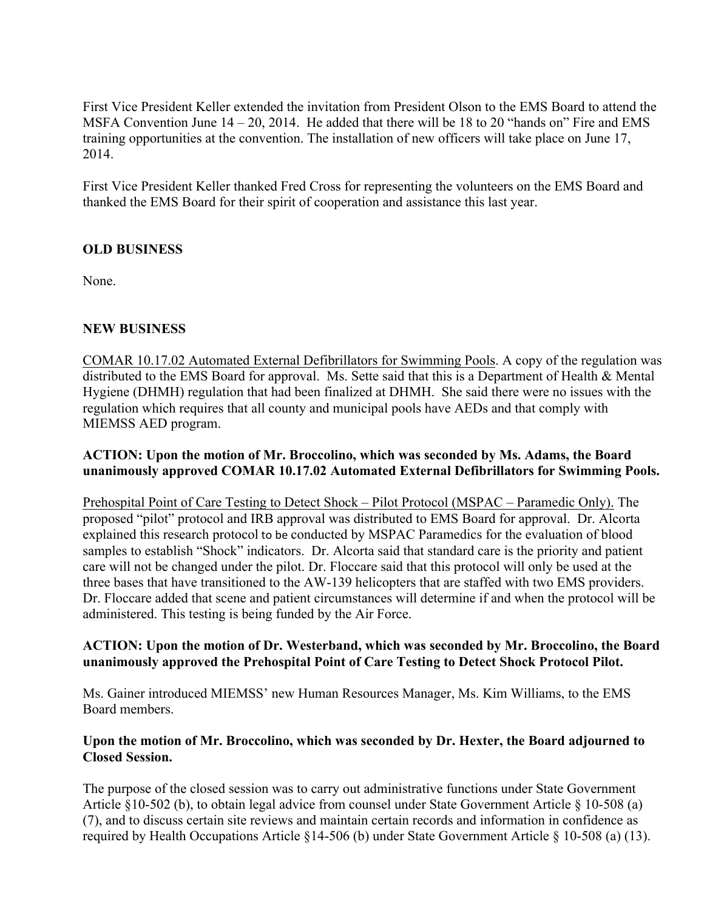First Vice President Keller extended the invitation from President Olson to the EMS Board to attend the MSFA Convention June 14 – 20, 2014. He added that there will be 18 to 20 "hands on" Fire and EMS training opportunities at the convention. The installation of new officers will take place on June 17, 2014.

First Vice President Keller thanked Fred Cross for representing the volunteers on the EMS Board and thanked the EMS Board for their spirit of cooperation and assistance this last year.

**OLD BUSINESS**

None.

**NEW BUSINESS**

<u>COMAR 10.17.02 Automated External Defibrillators for Swimming Pools</u>. A copy of the regulation was distributed to the EMS Board for approval. Ms. Sette said that this is a Department of Health & Mental Hygiene (DHMH) regulation that had been finalized at DHMH. She said there were no issues with the regulation which requires that all county and municipal pools have AEDs and that comply with MIEMSS AED program.

**ACTION: Upon the motion of Mr. Broccolino, which was seconded by Ms. Adams, the Board unanimously approved COMAR 10.17.02 Automated External Defibrillators for Swimming Pools.**

<u>Prehospital Point of Care Testing to Detect Shock – Pilot Protocol (MSPAC – Paramedic Only).</u> The proposed "pilot" protocol and IRB approval was distributed to EMS Board for approval. Dr. Alcorta explained this research protocol to be conducted by MSPAC Paramedics for the evaluation of blood samples to establish "Shock" indicators. Dr. Alcorta said that standard care is the priority and patient care will not be changed under the pilot. Dr. Floccare said that this protocol will only be used at the three bases that have transitioned to the AW-139 helicopters that are staffed with two EMS providers. Dr. Floccare added that scene and patient circumstances will determine if and when the protocol will be administered. This testing is being funded by the Air Force.

**ACTION: Upon the motion of Dr. Westerband, which was seconded by Mr. Broccolino, the Board unanimously approved the Prehospital Point of Care Testing to Detect Shock Protocol Pilot.**

Ms. Gainer introduced MIEMSS' new Human Resources Manager, Ms. Kim Williams, to the EMS Board members.

**Upon the motion of Mr. Broccolino, which was seconded by Dr. Hexter, the Board adjourned to Closed Session.**

The purpose of the closed session was to carry out administrative functions under State Government Article §10-502 (b), to obtain legal advice from counsel under State Government Article § 10-508 (a) (7), and to discuss certain site reviews and maintain certain records and information in confidence as required by Health Occupations Article §14-506 (b) under State Government Article § 10-508 (a) (13).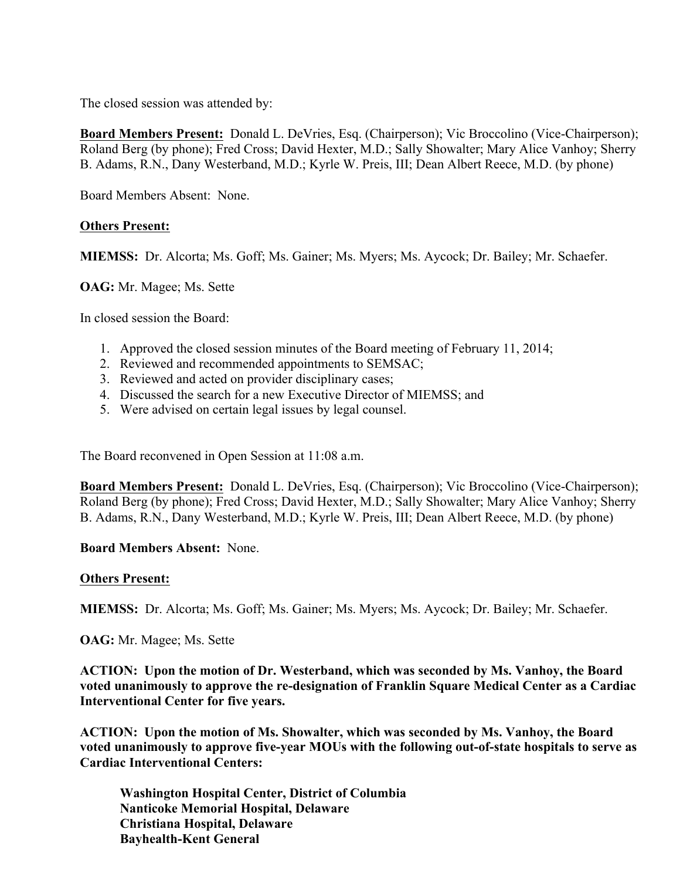The closed session was attended by:

**Board Members Present:** Donald L. DeVries, Esq. (Chairperson); Vic Broccolino (Vice-Chairperson); Roland Berg (by phone); Fred Cross; David Hexter, M.D.; Sally Showalter; Mary Alice Vanhoy; Sherry B. Adams, R.N., Dany Westerband, M.D.; Kyrle W. Preis, III; Dean Albert Reece, M.D. (by phone)

Board Members Absent: None.

**Others Present:**

**MIEMSS:** Dr. Alcorta; Ms. Goff; Ms. Gainer; Ms. Myers; Ms. Aycock; Dr. Bailey; Mr. Schaefer.

**OAG:** Mr. Magee; Ms. Sette

In closed session the Board:

1. Approved the closed session minutes of the Board meeting of February 11, 2014;
2. Reviewed and recommended appointments to SEMSAC;
3. Reviewed and acted on provider disciplinary cases;
4. Discussed the search for a new Executive Director of MIEMSS; and
5. Were advised on certain legal issues by legal counsel.

The Board reconvened in Open Session at 11:08 a.m.

**Board Members Present:** Donald L. DeVries, Esq. (Chairperson); Vic Broccolino (Vice-Chairperson); Roland Berg (by phone); Fred Cross; David Hexter, M.D.; Sally Showalter; Mary Alice Vanhoy; Sherry B. Adams, R.N., Dany Westerband, M.D.; Kyrle W. Preis, III; Dean Albert Reece, M.D. (by phone)

**Board Members Absent:** None.

**Others Present:**

**MIEMSS:** Dr. Alcorta; Ms. Goff; Ms. Gainer; Ms. Myers; Ms. Aycock; Dr. Bailey; Mr. Schaefer.

**OAG:** Mr. Magee; Ms. Sette

**ACTION: Upon the motion of Dr. Westerband, which was seconded by Ms. Vanhoy, the Board voted unanimously to approve the re-designation of Franklin Square Medical Center as a Cardiac Interventional Center for five years.**

**ACTION: Upon the motion of Ms. Showalter, which was seconded by Ms. Vanhoy, the Board voted unanimously to approve five-year MOUs with the following out-of-state hospitals to serve as Cardiac Interventional Centers:**

**Washington Hospital Center, District of Columbia**
**Nanticoke Memorial Hospital, Delaware**
**Christiana Hospital, Delaware**
**Bayhealth-Kent General**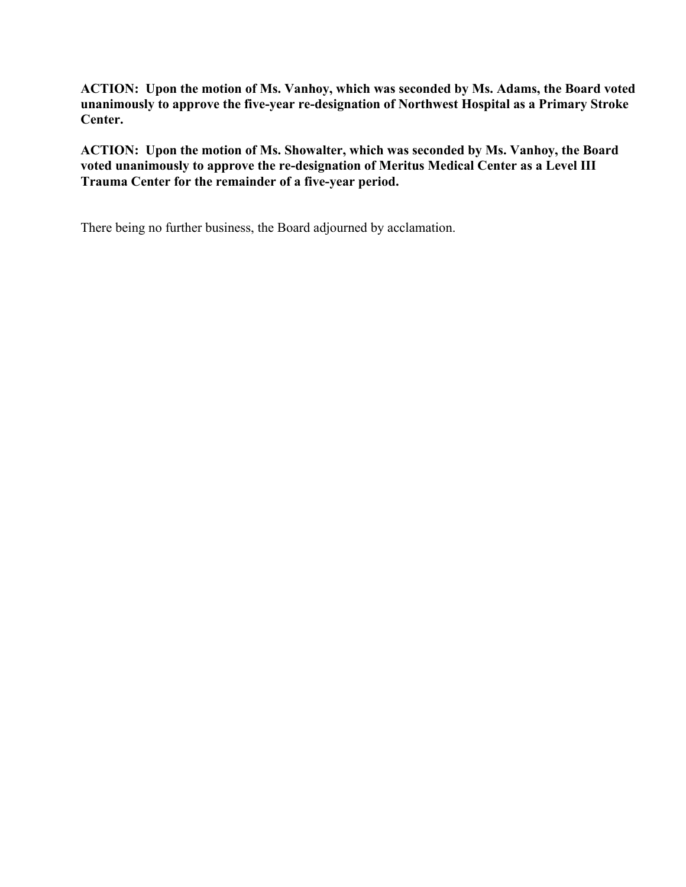**ACTION: Upon the motion of Ms. Vanhoy, which was seconded by Ms. Adams, the Board voted unanimously to approve the five-year re-designation of Northwest Hospital as a Primary Stroke Center.**

**ACTION: Upon the motion of Ms. Showalter, which was seconded by Ms. Vanhoy, the Board voted unanimously to approve the re-designation of Meritus Medical Center as a Level III Trauma Center for the remainder of a five-year period.**

There being no further business, the Board adjourned by acclamation.